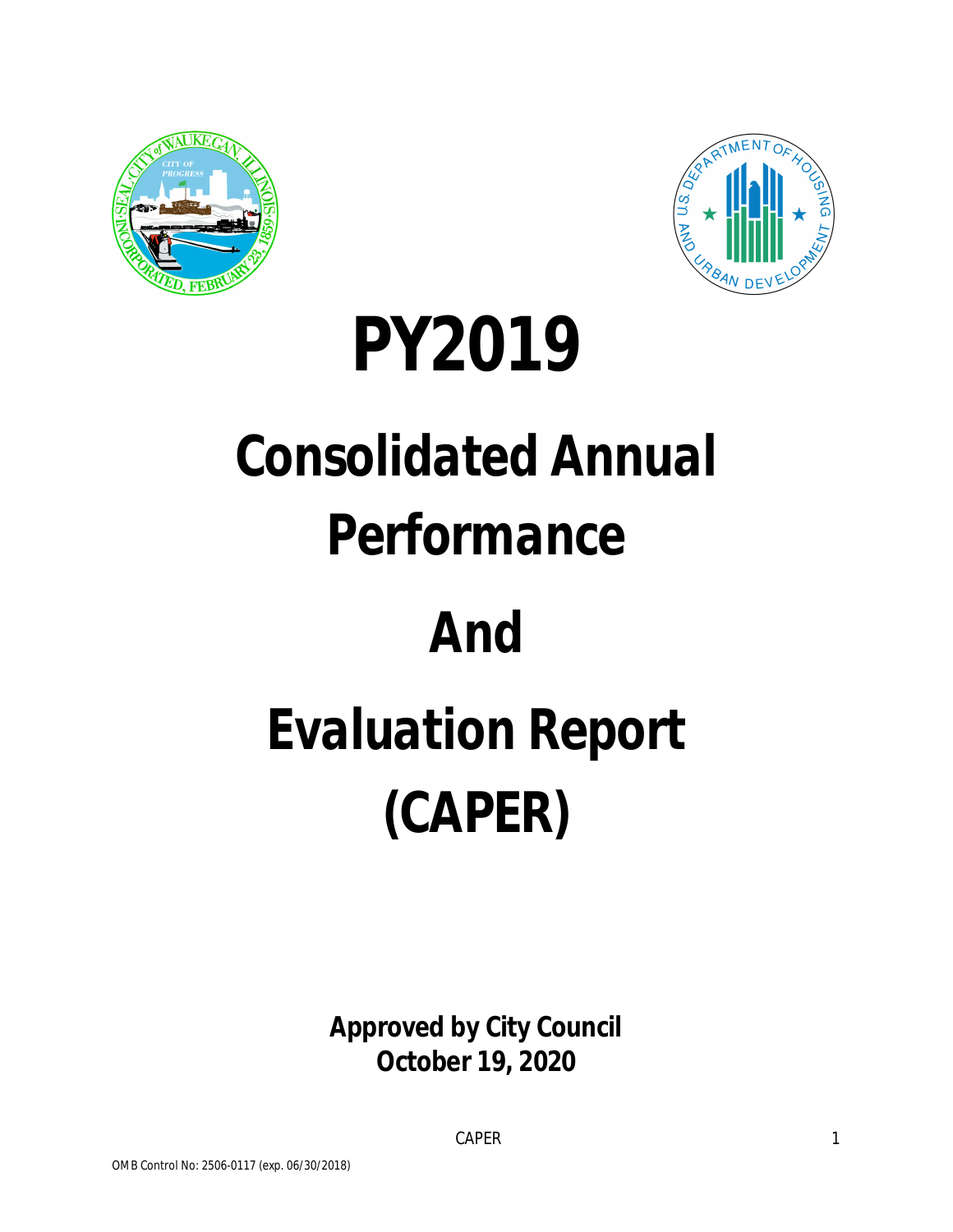# PY2019

# Consolidated Annual Performance And Evaluation Report (CAPER)

**Approved by City Council**
**October 19, 2020**

OMB Control No: 2506-0117 (exp. 06/30/2018)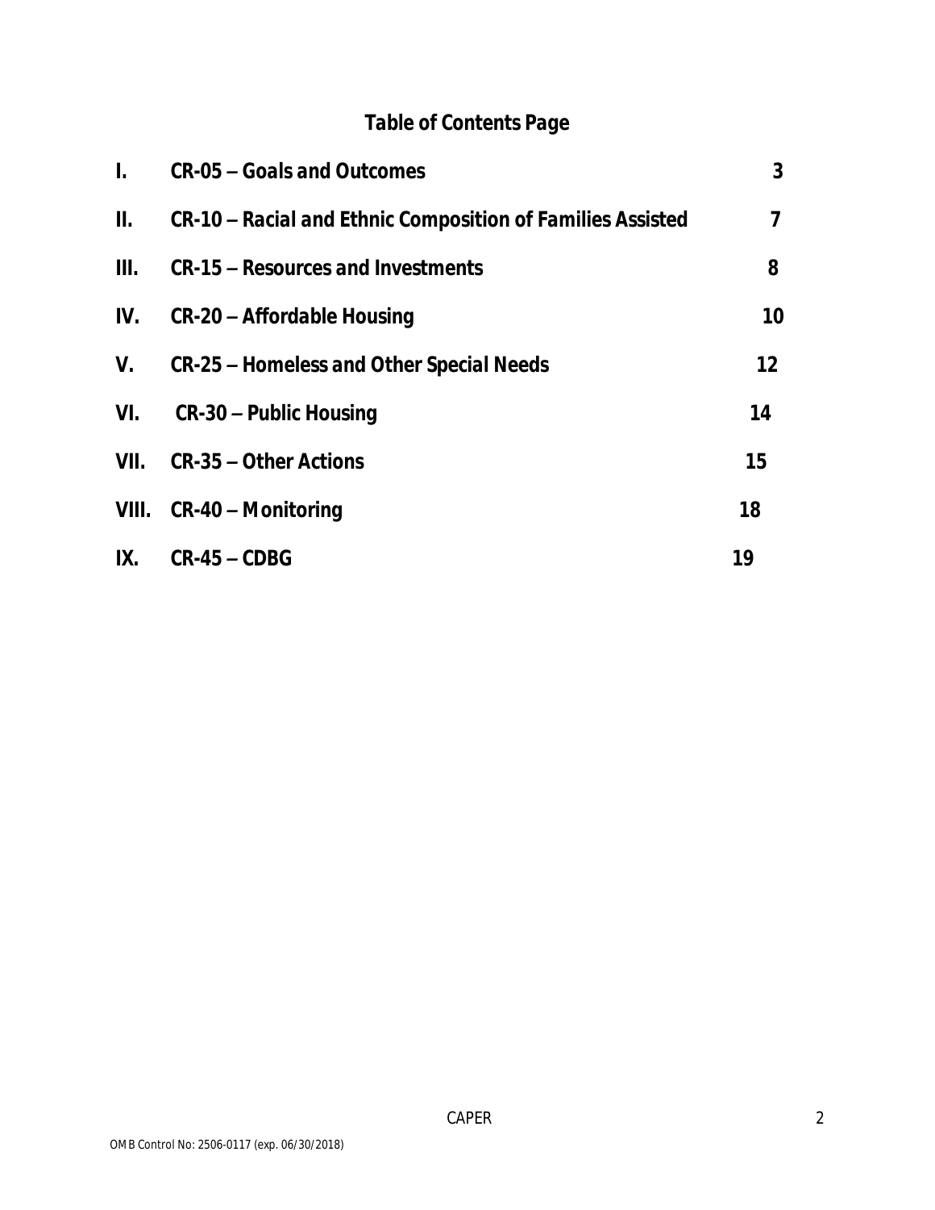# Table of Contents Page

| | | |
|---|---|---|
| I. | CR-05 – Goals and Outcomes | 3 |
| II. | CR-10 – Racial and Ethnic Composition of Families Assisted | 7 |
| III. | CR-15 – Resources and Investments | 8 |
| IV. | CR-20 – Affordable Housing | 10 |
| V. | CR-25 – Homeless and Other Special Needs | 12 |
| VI. | CR-30 – Public Housing | 14 |
| VII. | CR-35 – Other Actions | 15 |
| VIII. | CR-40 – Monitoring | 18 |
| IX. | CR-45 – CDBG | 19 |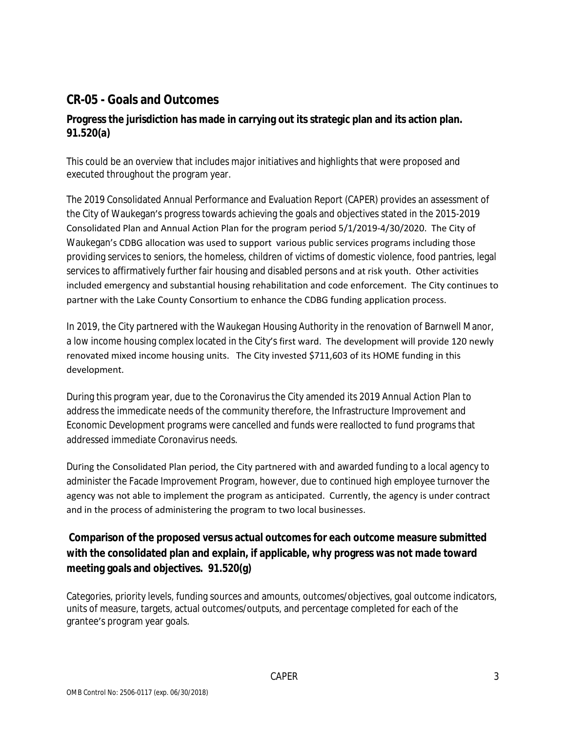## CR-05 - Goals and Outcomes

### Progress the jurisdiction has made in carrying out its strategic plan and its action plan. 91.520(a)

This could be an overview that includes major initiatives and highlights that were proposed and executed throughout the program year.

The 2019 Consolidated Annual Performance and Evaluation Report (CAPER) provides an assessment of the City of Waukegan's progress towards achieving the goals and objectives stated in the 2015-2019 Consolidated Plan and Annual Action Plan for the program period 5/1/2019-4/30/2020. The City of Waukegan's CDBG allocation was used to support various public services programs including those providing services to seniors, the homeless, children of victims of domestic violence, food pantries, legal services to affirmatively further fair housing and disabled persons and at risk youth. Other activities included emergency and substantial housing rehabilitation and code enforcement. The City continues to partner with the Lake County Consortium to enhance the CDBG funding application process.

In 2019, the City partnered with the Waukegan Housing Authority in the renovation of Barnwell Manor, a low income housing complex located in the City's first ward. The development will provide 120 newly renovated mixed income housing units. The City invested $711,603 of its HOME funding in this development.

During this program year, due to the Coronavirus the City amended its 2019 Annual Action Plan to address the immedicate needs of the community therefore, the Infrastructure Improvement and Economic Development programs were cancelled and funds were reallocted to fund programs that addressed immediate Coronavirus needs.

During the Consolidated Plan period, the City partnered with and awarded funding to a local agency to administer the Facade Improvement Program, however, due to continued high employee turnover the agency was not able to implement the program as anticipated. Currently, the agency is under contract and in the process of administering the program to two local businesses.

### Comparison of the proposed versus actual outcomes for each outcome measure submitted with the consolidated plan and explain, if applicable, why progress was not made toward meeting goals and objectives. 91.520(g)

Categories, priority levels, funding sources and amounts, outcomes/objectives, goal outcome indicators, units of measure, targets, actual outcomes/outputs, and percentage completed for each of the grantee's program year goals.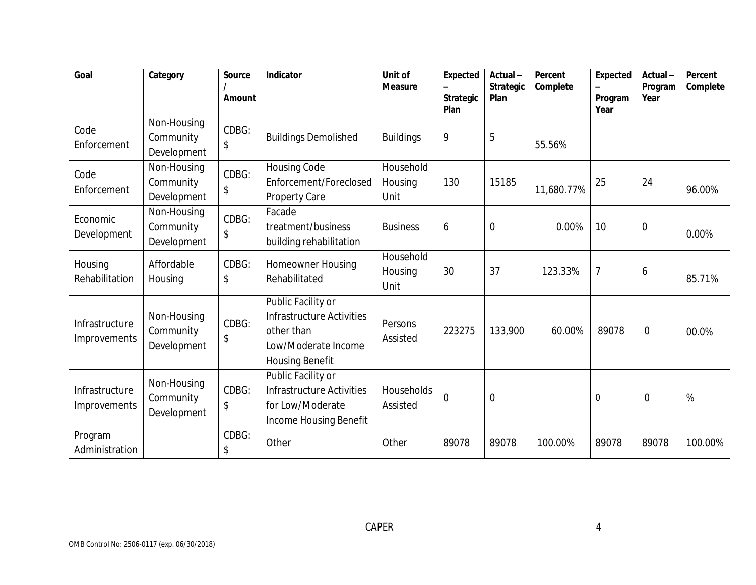| Goal | Category | Source / Amount | Indicator | Unit of Measure | Expected – Strategic Plan | Actual – Strategic Plan | Percent Complete | Expected – Program Year | Actual – Program Year | Percent Complete |
|---|---|---|---|---|---|---|---|---|---|---|
| Code Enforcement | Non-Housing Community Development | CDBG: $ | Buildings Demolished | Buildings | 9 | 5 | 55.56% | | | |
| Code Enforcement | Non-Housing Community Development | CDBG: $ | Housing Code Enforcement/Foreclosed Property Care | Household Housing Unit | 130 | 15185 | 11,680.77% | 25 | 24 | 96.00% |
| Economic Development | Non-Housing Community Development | CDBG: $ | Facade treatment/business building rehabilitation | Business | 6 | 0 | 0.00% | 10 | 0 | 0.00% |
| Housing Rehabilitation | Affordable Housing | CDBG: $ | Homeowner Housing Rehabilitated | Household Housing Unit | 30 | 37 | 123.33% | 7 | 6 | 85.71% |
| Infrastructure Improvements | Non-Housing Community Development | CDBG: $ | Public Facility or Infrastructure Activities other than Low/Moderate Income Housing Benefit | Persons Assisted | 223275 | 133,900 | 60.00% | 89078 | 0 | 00.0% |
| Infrastructure Improvements | Non-Housing Community Development | CDBG: $ | Public Facility or Infrastructure Activities for Low/Moderate Income Housing Benefit | Households Assisted | 0 | 0 | | 0 | 0 | % |
| Program Administration | | CDBG: $ | Other | Other | 89078 | 89078 | 100.00% | 89078 | 89078 | 100.00% |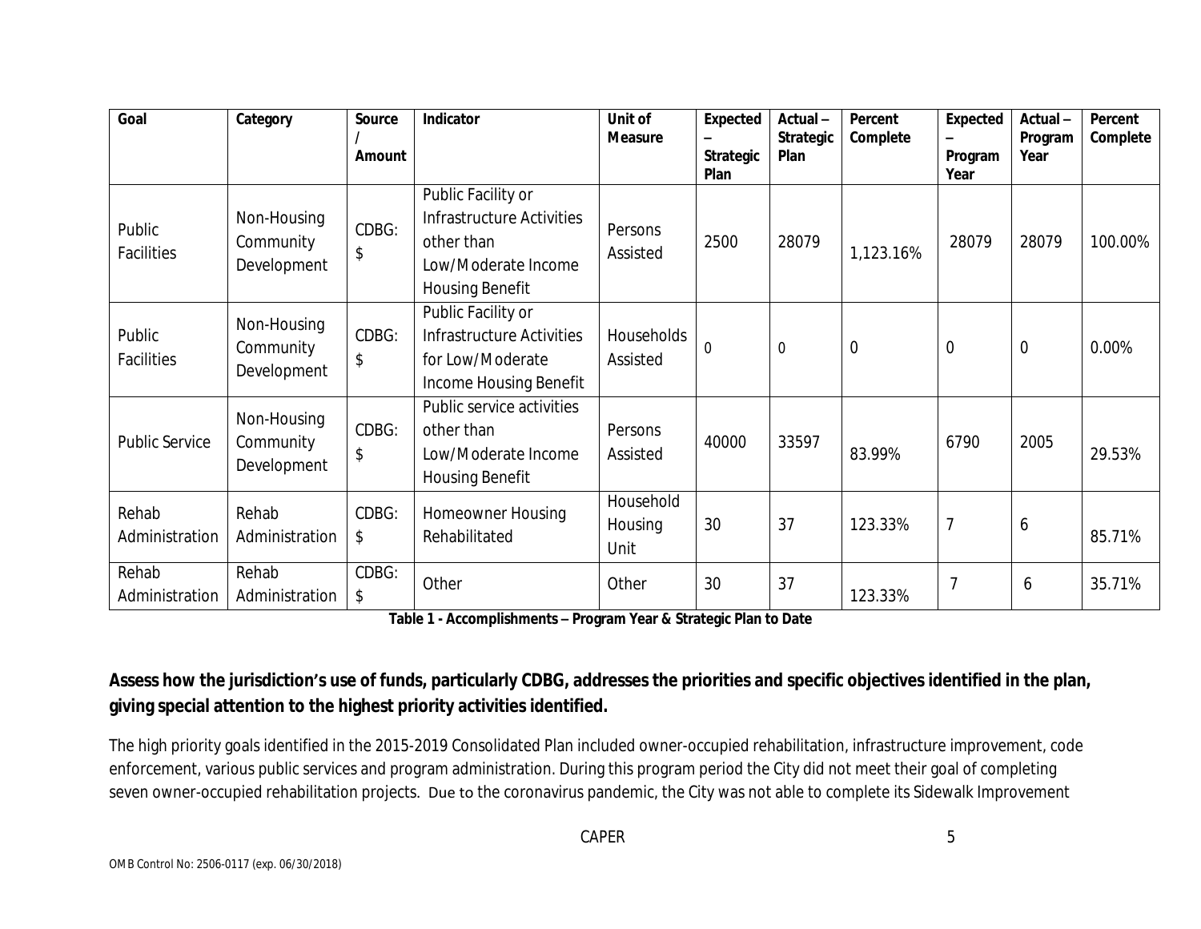| Goal | Category | Source / Amount | Indicator | Unit of Measure | Expected – Strategic Plan | Actual – Strategic Plan | Percent Complete | Expected – Program Year | Actual – Program Year | Percent Complete |
|---|---|---|---|---|---|---|---|---|---|---|
| Public Facilities | Non-Housing Community Development | CDBG: $ | Public Facility or Infrastructure Activities other than Low/Moderate Income Housing Benefit | Persons Assisted | 2500 | 28079 | 1,123.16% | 28079 | 28079 | 100.00% |
| Public Facilities | Non-Housing Community Development | CDBG: $ | Public Facility or Infrastructure Activities for Low/Moderate Income Housing Benefit | Households Assisted | 0 | 0 | 0 | 0 | 0 | 0.00% |
| Public Service | Non-Housing Community Development | CDBG: $ | Public service activities other than Low/Moderate Income Housing Benefit | Persons Assisted | 40000 | 33597 | 83.99% | 6790 | 2005 | 29.53% |
| Rehab Administration | Rehab Administration | CDBG: $ | Homeowner Housing Rehabilitated | Household Housing Unit | 30 | 37 | 123.33% | 7 | 6 | 85.71% |
| Rehab Administration | Rehab Administration | CDBG: $ | Other | Other | 30 | 37 | 123.33% | 7 | 6 | 35.71% |

**Table 1 - Accomplishments – Program Year & Strategic Plan to Date**

**Assess how the jurisdiction's use of funds, particularly CDBG, addresses the priorities and specific objectives identified in the plan, giving special attention to the highest priority activities identified.**

The high priority goals identified in the 2015-2019 Consolidated Plan included owner-occupied rehabilitation, infrastructure improvement, code enforcement, various public services and program administration. During this program period the City did not meet their goal of completing seven owner-occupied rehabilitation projects. Due to the coronavirus pandemic, the City was not able to complete its Sidewalk Improvement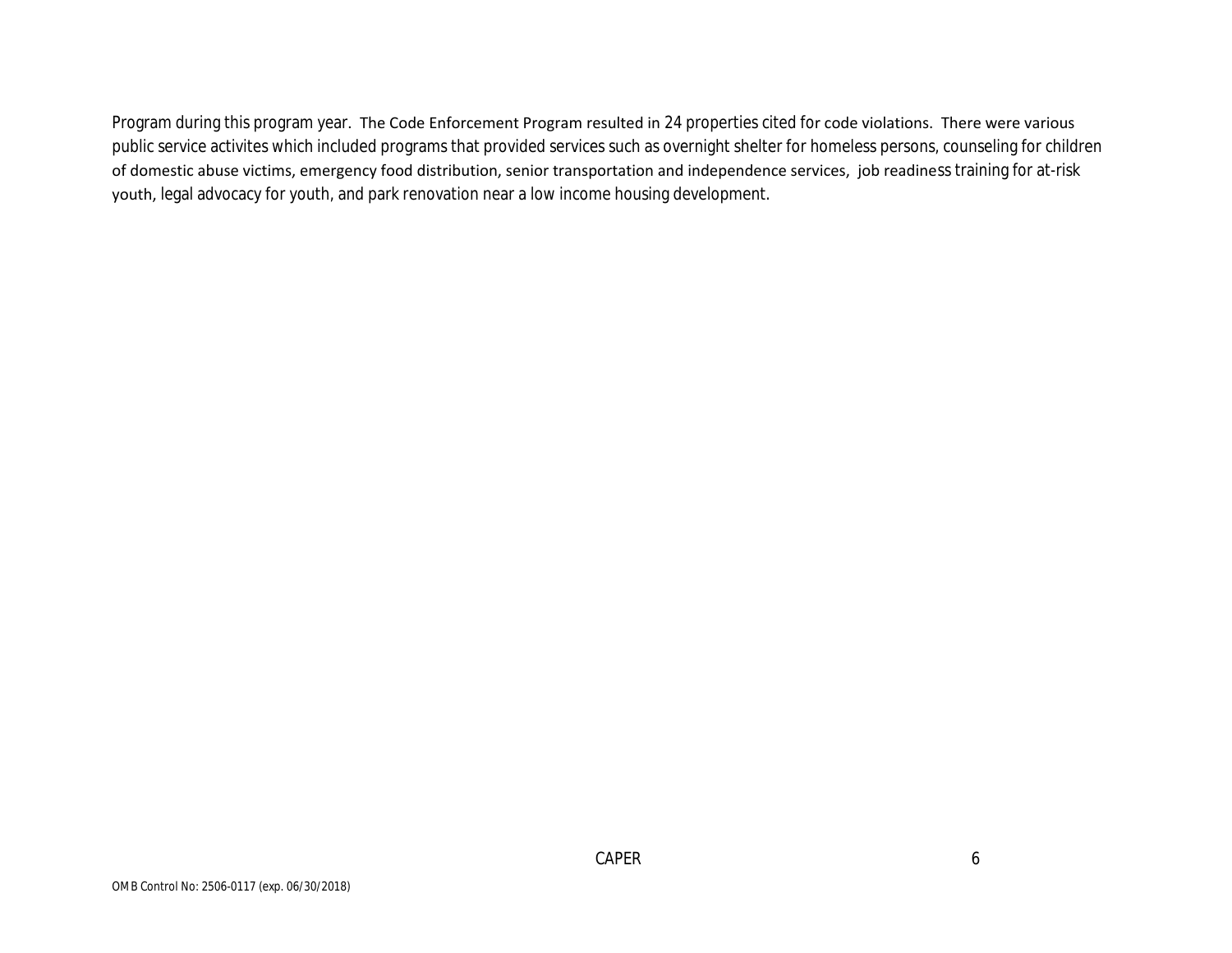Program during this program year. The Code Enforcement Program resulted in 24 properties cited for code violations. There were various public service activites which included programs that provided services such as overnight shelter for homeless persons, counseling for children of domestic abuse victims, emergency food distribution, senior transportation and independence services, job readiness training for at-risk youth, legal advocacy for youth, and park renovation near a low income housing development.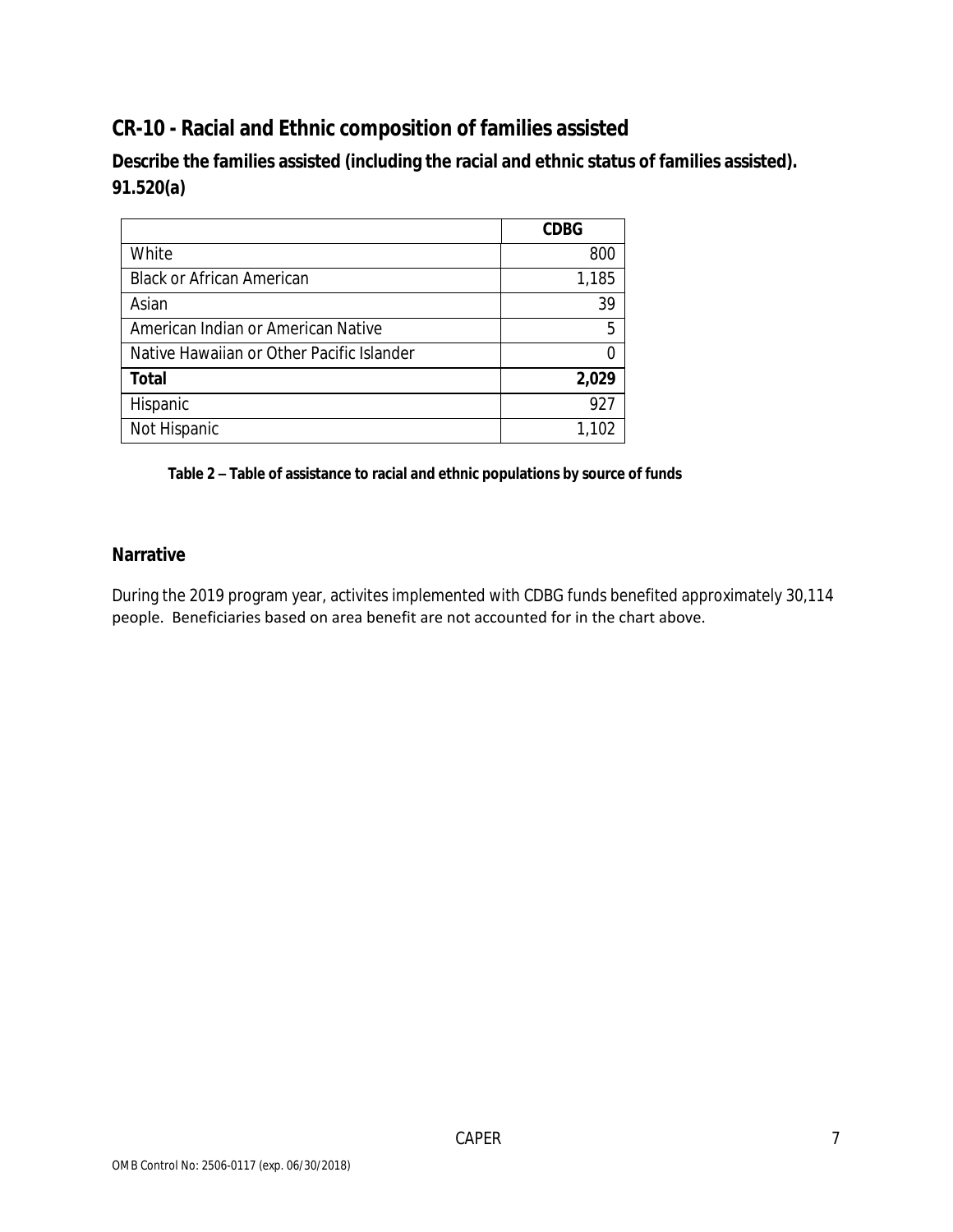## CR-10 - Racial and Ethnic composition of families assisted

**Describe the families assisted (including the racial and ethnic status of families assisted). 91.520(a)**

| | CDBG |
|---|---|
| White | 800 |
| Black or African American | 1,185 |
| Asian | 39 |
| American Indian or American Native | 5 |
| Native Hawaiian or Other Pacific Islander | 0 |
| **Total** | **2,029** |
| Hispanic | 927 |
| Not Hispanic | 1,102 |

**Table 2 – Table of assistance to racial and ethnic populations by source of funds**

### Narrative

During the 2019 program year, activites implemented with CDBG funds benefited approximately 30,114 people. Beneficiaries based on area benefit are not accounted for in the chart above.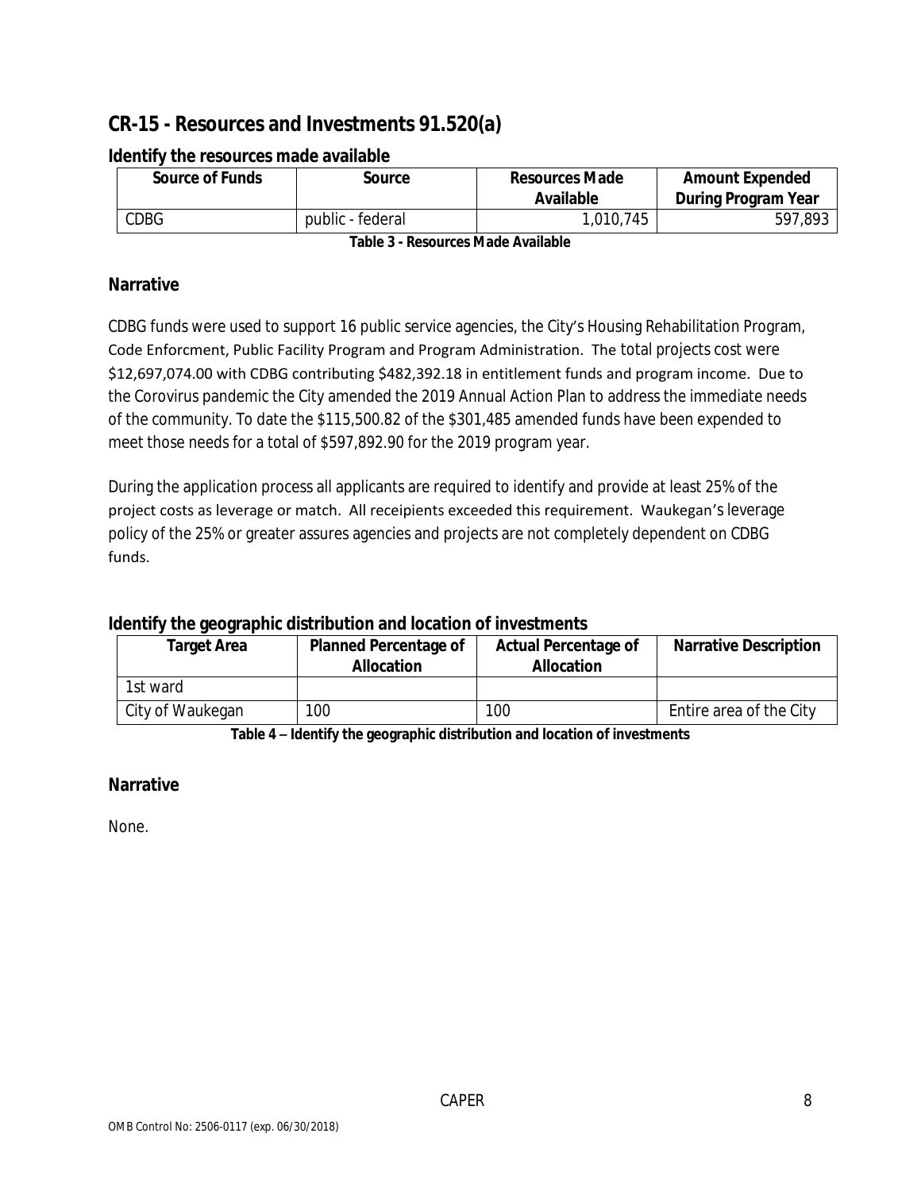## CR-15 - Resources and Investments 91.520(a)

### Identify the resources made available

| Source of Funds | Source | Resources Made Available | Amount Expended During Program Year |
|---|---|---|---|
| CDBG | public - federal | 1,010,745 | 597,893 |

**Table 3 - Resources Made Available**

### Narrative

CDBG funds were used to support 16 public service agencies, the City's Housing Rehabilitation Program, Code Enforcment, Public Facility Program and Program Administration. The total projects cost were $12,697,074.00 with CDBG contributing $482,392.18 in entitlement funds and program income. Due to the Corovirus pandemic the City amended the 2019 Annual Action Plan to address the immediate needs of the community. To date the $115,500.82 of the $301,485 amended funds have been expended to meet those needs for a total of $597,892.90 for the 2019 program year.

During the application process all applicants are required to identify and provide at least 25% of the project costs as leverage or match. All receipients exceeded this requirement. Waukegan's leverage policy of the 25% or greater assures agencies and projects are not completely dependent on CDBG funds.

### Identify the geographic distribution and location of investments

| Target Area | Planned Percentage of Allocation | Actual Percentage of Allocation | Narrative Description |
|---|---|---|---|
| 1st ward | | | |
| City of Waukegan | 100 | 100 | Entire area of the City |

**Table 4 – Identify the geographic distribution and location of investments**

### Narrative

None.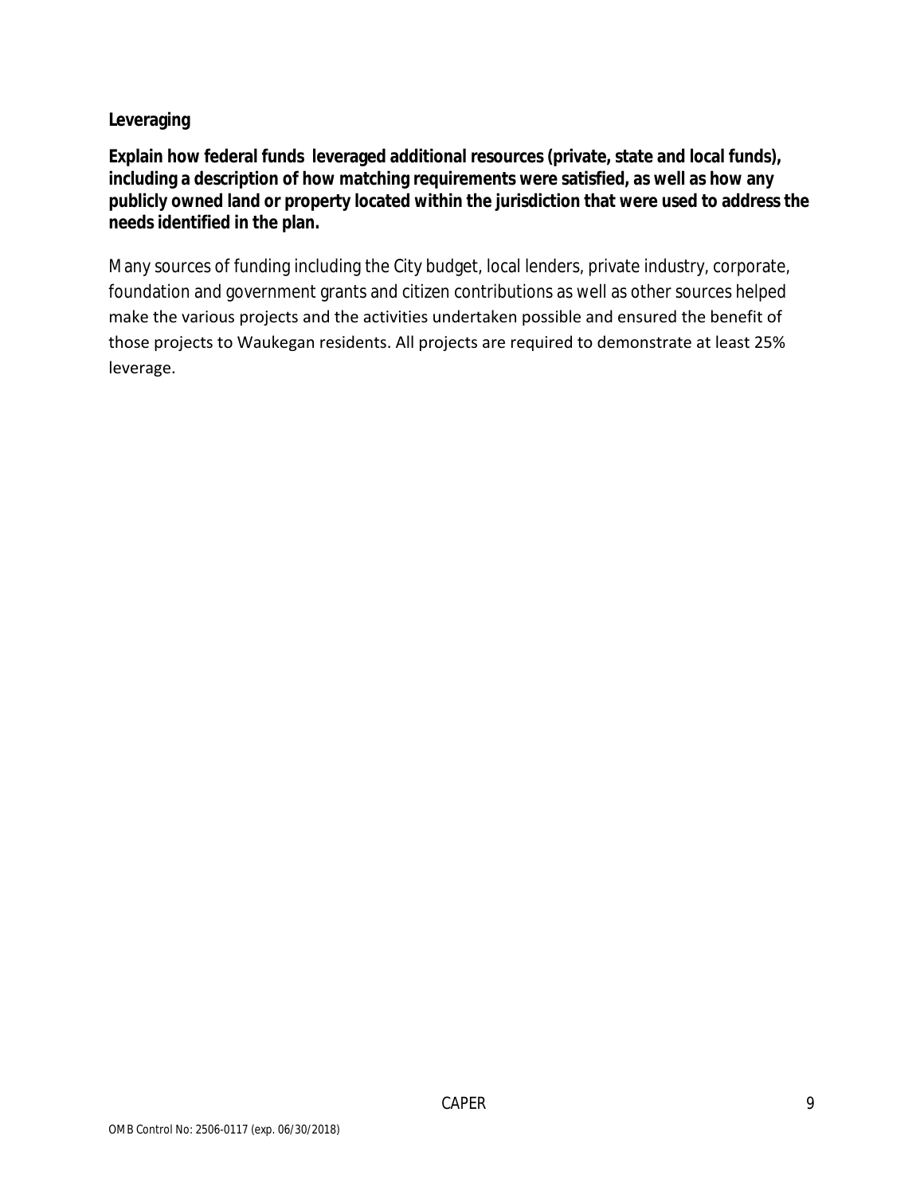**Leveraging**

**Explain how federal funds leveraged additional resources (private, state and local funds), including a description of how matching requirements were satisfied, as well as how any publicly owned land or property located within the jurisdiction that were used to address the needs identified in the plan.**

Many sources of funding including the City budget, local lenders, private industry, corporate, foundation and government grants and citizen contributions as well as other sources helped make the various projects and the activities undertaken possible and ensured the benefit of those projects to Waukegan residents. All projects are required to demonstrate at least 25% leverage.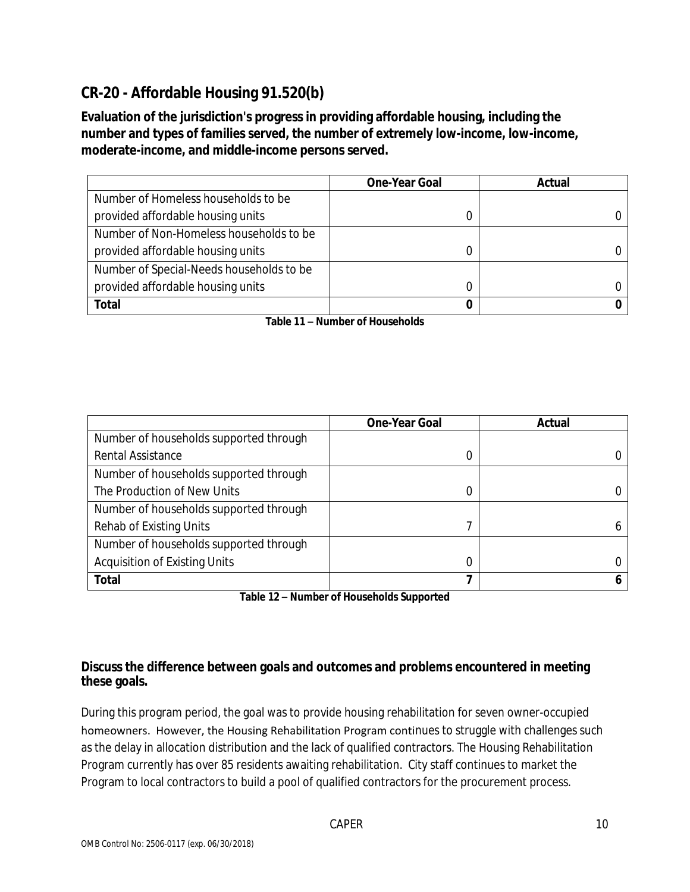## CR-20 - Affordable Housing 91.520(b)

**Evaluation of the jurisdiction's progress in providing affordable housing, including the number and types of families served, the number of extremely low-income, low-income, moderate-income, and middle-income persons served.**

| | One-Year Goal | Actual |
|---|---|---|
| Number of Homeless households to be provided affordable housing units | 0 | 0 |
| Number of Non-Homeless households to be provided affordable housing units | 0 | 0 |
| Number of Special-Needs households to be provided affordable housing units | 0 | 0 |
| **Total** | **0** | **0** |

**Table 11 – Number of Households**

| | One-Year Goal | Actual |
|---|---|---|
| Number of households supported through Rental Assistance | 0 | 0 |
| Number of households supported through The Production of New Units | 0 | 0 |
| Number of households supported through Rehab of Existing Units | 7 | 6 |
| Number of households supported through Acquisition of Existing Units | 0 | 0 |
| **Total** | **7** | **6** |

**Table 12 – Number of Households Supported**

**Discuss the difference between goals and outcomes and problems encountered in meeting these goals.**

During this program period, the goal was to provide housing rehabilitation for seven owner-occupied homeowners. However, the Housing Rehabilitation Program continues to struggle with challenges such as the delay in allocation distribution and the lack of qualified contractors. The Housing Rehabilitation Program currently has over 85 residents awaiting rehabilitation. City staff continues to market the Program to local contractors to build a pool of qualified contractors for the procurement process.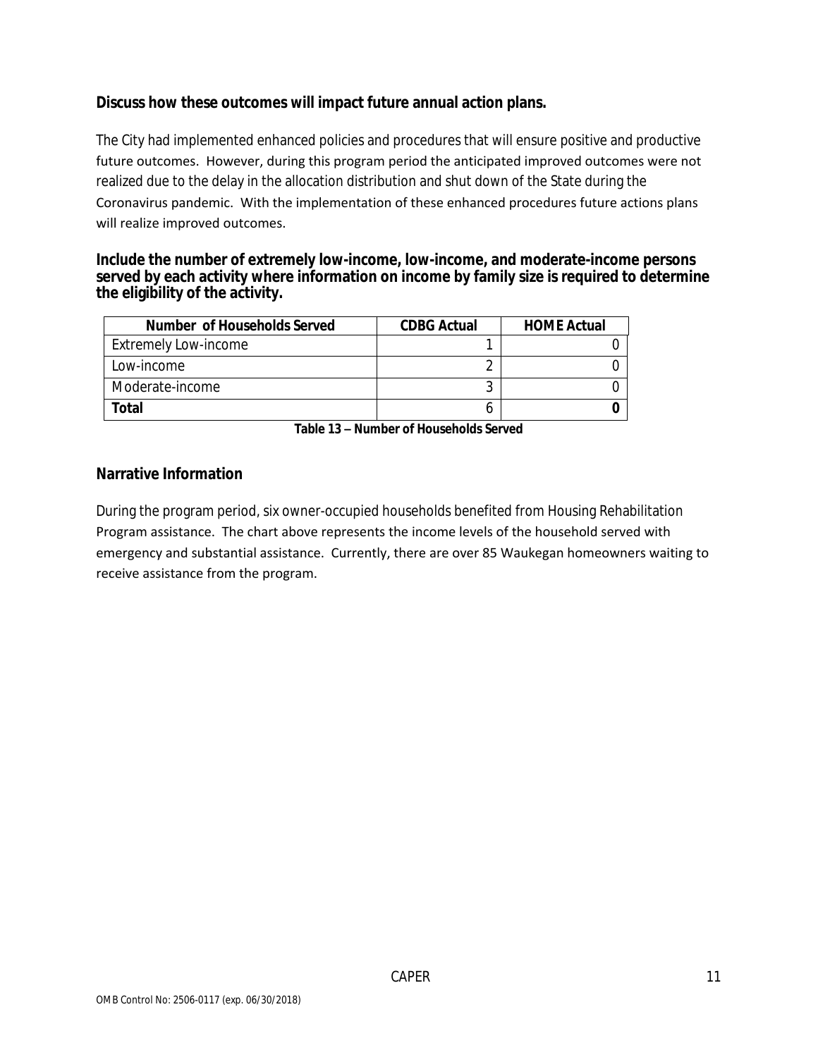**Discuss how these outcomes will impact future annual action plans.**

The City had implemented enhanced policies and procedures that will ensure positive and productive future outcomes. However, during this program period the anticipated improved outcomes were not realized due to the delay in the allocation distribution and shut down of the State during the Coronavirus pandemic. With the implementation of these enhanced procedures future actions plans will realize improved outcomes.

**Include the number of extremely low-income, low-income, and moderate-income persons served by each activity where information on income by family size is required to determine the eligibility of the activity.**

| Number of Households Served | CDBG Actual | HOME Actual |
|---|---|---|
| Extremely Low-income | 1 | 0 |
| Low-income | 2 | 0 |
| Moderate-income | 3 | 0 |
| **Total** | 6 | **0** |

**Table 13 – Number of Households Served**

## Narrative Information

During the program period, six owner-occupied households benefited from Housing Rehabilitation Program assistance. The chart above represents the income levels of the household served with emergency and substantial assistance. Currently, there are over 85 Waukegan homeowners waiting to receive assistance from the program.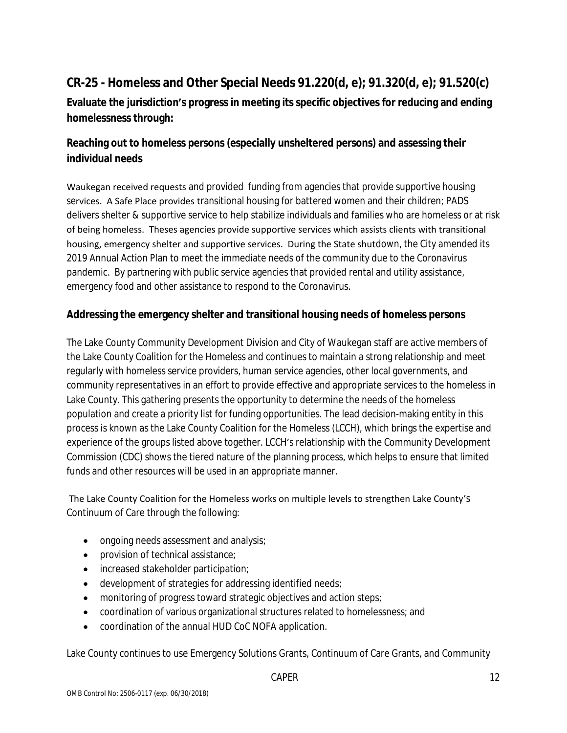## CR-25 - Homeless and Other Special Needs 91.220(d, e); 91.320(d, e); 91.520(c)

**Evaluate the jurisdiction's progress in meeting its specific objectives for reducing and ending homelessness through:**

### Reaching out to homeless persons (especially unsheltered persons) and assessing their individual needs

Waukegan received requests and provided funding from agencies that provide supportive housing services. A Safe Place provides transitional housing for battered women and their children; PADS delivers shelter & supportive service to help stabilize individuals and families who are homeless or at risk of being homeless. Theses agencies provide supportive services which assists clients with transitional housing, emergency shelter and supportive services. During the State shutdown, the City amended its 2019 Annual Action Plan to meet the immediate needs of the community due to the Coronavirus pandemic. By partnering with public service agencies that provided rental and utility assistance, emergency food and other assistance to respond to the Coronavirus.

### Addressing the emergency shelter and transitional housing needs of homeless persons

The Lake County Community Development Division and City of Waukegan staff are active members of the Lake County Coalition for the Homeless and continues to maintain a strong relationship and meet regularly with homeless service providers, human service agencies, other local governments, and community representatives in an effort to provide effective and appropriate services to the homeless in Lake County. This gathering presents the opportunity to determine the needs of the homeless population and create a priority list for funding opportunities. The lead decision-making entity in this process is known as the Lake County Coalition for the Homeless (LCCH), which brings the expertise and experience of the groups listed above together. LCCH's relationship with the Community Development Commission (CDC) shows the tiered nature of the planning process, which helps to ensure that limited funds and other resources will be used in an appropriate manner.

The Lake County Coalition for the Homeless works on multiple levels to strengthen Lake County's Continuum of Care through the following:

- ongoing needs assessment and analysis;
- provision of technical assistance;
- increased stakeholder participation;
- development of strategies for addressing identified needs;
- monitoring of progress toward strategic objectives and action steps;
- coordination of various organizational structures related to homelessness; and
- coordination of the annual HUD CoC NOFA application.

Lake County continues to use Emergency Solutions Grants, Continuum of Care Grants, and Community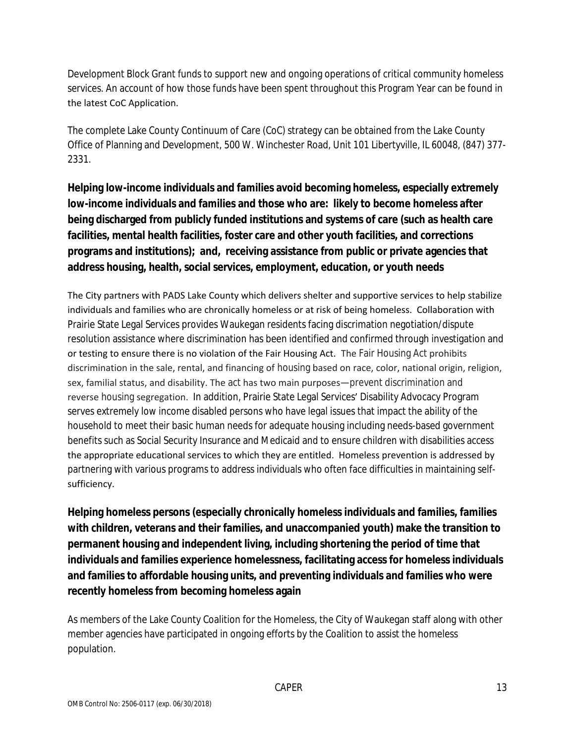Development Block Grant funds to support new and ongoing operations of critical community homeless services. An account of how those funds have been spent throughout this Program Year can be found in the latest CoC Application.

The complete Lake County Continuum of Care (CoC) strategy can be obtained from the Lake County Office of Planning and Development, 500 W. Winchester Road, Unit 101 Libertyville, IL 60048, (847) 377-2331.

**Helping low-income individuals and families avoid becoming homeless, especially extremely low-income individuals and families and those who are: likely to become homeless after being discharged from publicly funded institutions and systems of care (such as health care facilities, mental health facilities, foster care and other youth facilities, and corrections programs and institutions); and, receiving assistance from public or private agencies that address housing, health, social services, employment, education, or youth needs**

The City partners with PADS Lake County which delivers shelter and supportive services to help stabilize individuals and families who are chronically homeless or at risk of being homeless. Collaboration with Prairie State Legal Services provides Waukegan residents facing discrimation negotiation/dispute resolution assistance where discrimination has been identified and confirmed through investigation and or testing to ensure there is no violation of the Fair Housing Act. The Fair Housing Act prohibits discrimination in the sale, rental, and financing of housing based on race, color, national origin, religion, sex, familial status, and disability. The act has two main purposes—prevent discrimination and reverse housing segregation. In addition, Prairie State Legal Services' Disability Advocacy Program serves extremely low income disabled persons who have legal issues that impact the ability of the household to meet their basic human needs for adequate housing including needs-based government benefits such as Social Security Insurance and Medicaid and to ensure children with disabilities access the appropriate educational services to which they are entitled. Homeless prevention is addressed by partnering with various programs to address individuals who often face difficulties in maintaining self-sufficiency.

**Helping homeless persons (especially chronically homeless individuals and families, families with children, veterans and their families, and unaccompanied youth) make the transition to permanent housing and independent living, including shortening the period of time that individuals and families experience homelessness, facilitating access for homeless individuals and families to affordable housing units, and preventing individuals and families who were recently homeless from becoming homeless again**

As members of the Lake County Coalition for the Homeless, the City of Waukegan staff along with other member agencies have participated in ongoing efforts by the Coalition to assist the homeless population.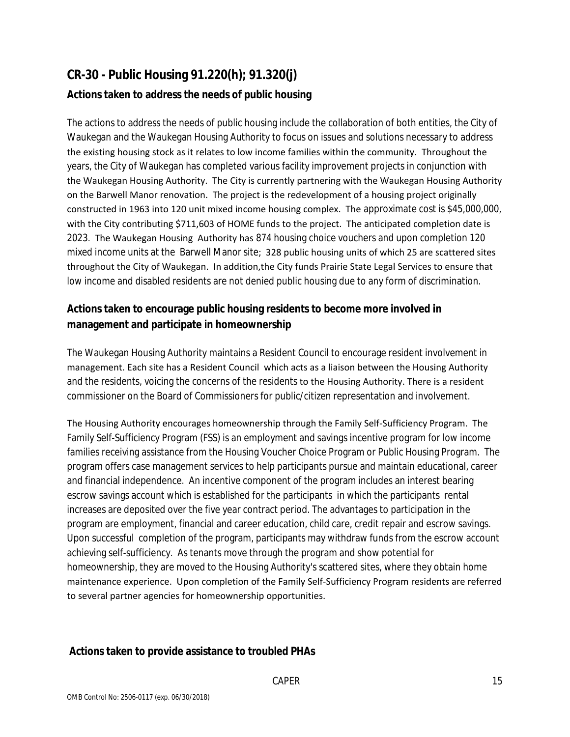## CR-30 - Public Housing 91.220(h); 91.320(j)

### Actions taken to address the needs of public housing

The actions to address the needs of public housing include the collaboration of both entities, the City of Waukegan and the Waukegan Housing Authority to focus on issues and solutions necessary to address the existing housing stock as it relates to low income families within the community. Throughout the years, the City of Waukegan has completed various facility improvement projects in conjunction with the Waukegan Housing Authority. The City is currently partnering with the Waukegan Housing Authority on the Barwell Manor renovation. The project is the redevelopment of a housing project originally constructed in 1963 into 120 unit mixed income housing complex. The approximate cost is $45,000,000, with the City contributing $711,603 of HOME funds to the project. The anticipated completion date is 2023. The Waukegan Housing Authority has 874 housing choice vouchers and upon completion 120 mixed income units at the Barwell Manor site; 328 public housing units of which 25 are scattered sites throughout the City of Waukegan. In addition,the City funds Prairie State Legal Services to ensure that low income and disabled residents are not denied public housing due to any form of discrimination.

### Actions taken to encourage public housing residents to become more involved in management and participate in homeownership

The Waukegan Housing Authority maintains a Resident Council to encourage resident involvement in management. Each site has a Resident Council which acts as a liaison between the Housing Authority and the residents, voicing the concerns of the residents to the Housing Authority. There is a resident commissioner on the Board of Commissioners for public/citizen representation and involvement.

The Housing Authority encourages homeownership through the Family Self-Sufficiency Program. The Family Self-Sufficiency Program (FSS) is an employment and savings incentive program for low income families receiving assistance from the Housing Voucher Choice Program or Public Housing Program. The program offers case management services to help participants pursue and maintain educational, career and financial independence. An incentive component of the program includes an interest bearing escrow savings account which is established for the participants in which the participants rental increases are deposited over the five year contract period. The advantages to participation in the program are employment, financial and career education, child care, credit repair and escrow savings. Upon successful completion of the program, participants may withdraw funds from the escrow account achieving self-sufficiency. As tenants move through the program and show potential for homeownership, they are moved to the Housing Authority's scattered sites, where they obtain home maintenance experience. Upon completion of the Family Self-Sufficiency Program residents are referred to several partner agencies for homeownership opportunities.

### Actions taken to provide assistance to troubled PHAs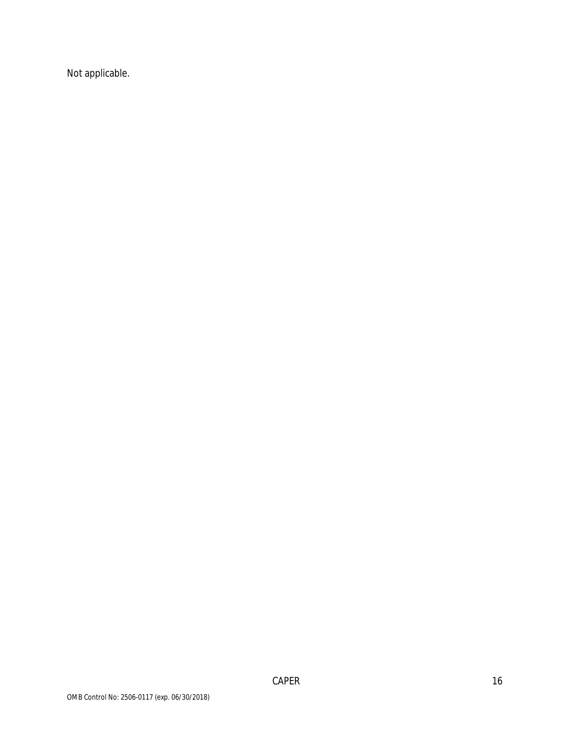Not applicable.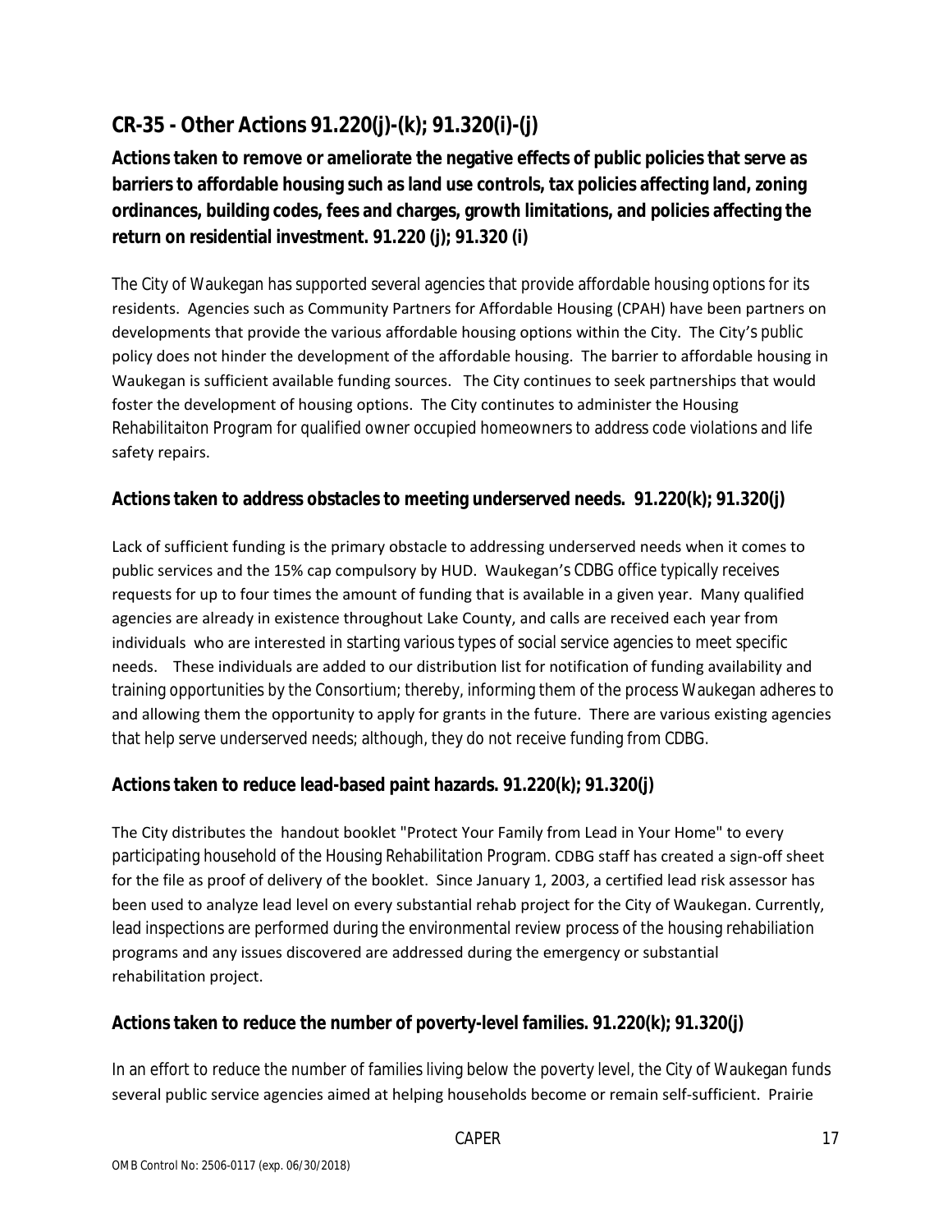## CR-35 - Other Actions 91.220(j)-(k); 91.320(i)-(j)

### Actions taken to remove or ameliorate the negative effects of public policies that serve as barriers to affordable housing such as land use controls, tax policies affecting land, zoning ordinances, building codes, fees and charges, growth limitations, and policies affecting the return on residential investment. 91.220 (j); 91.320 (i)

The City of Waukegan has supported several agencies that provide affordable housing options for its residents. Agencies such as Community Partners for Affordable Housing (CPAH) have been partners on developments that provide the various affordable housing options within the City. The City's public policy does not hinder the development of the affordable housing. The barrier to affordable housing in Waukegan is sufficient available funding sources. The City continues to seek partnerships that would foster the development of housing options. The City contintutes to administer the Housing Rehabilitaiton Program for qualified owner occupied homeowners to address code violations and life safety repairs.

### Actions taken to address obstacles to meeting underserved needs. 91.220(k); 91.320(j)

Lack of sufficient funding is the primary obstacle to addressing underserved needs when it comes to public services and the 15% cap compulsory by HUD. Waukegan's CDBG office typically receives requests for up to four times the amount of funding that is available in a given year. Many qualified agencies are already in existence throughout Lake County, and calls are received each year from individuals who are interested in starting various types of social service agencies to meet specific needs. These individuals are added to our distribution list for notification of funding availability and training opportunities by the Consortium; thereby, informing them of the process Waukegan adheres to and allowing them the opportunity to apply for grants in the future. There are various existing agencies that help serve underserved needs; although, they do not receive funding from CDBG.

### Actions taken to reduce lead-based paint hazards. 91.220(k); 91.320(j)

The City distributes the handout booklet "Protect Your Family from Lead in Your Home" to every participating household of the Housing Rehabilitation Program. CDBG staff has created a sign-off sheet for the file as proof of delivery of the booklet. Since January 1, 2003, a certified lead risk assessor has been used to analyze lead level on every substantial rehab project for the City of Waukegan. Currently, lead inspections are performed during the environmental review process of the housing rehabiliation programs and any issues discovered are addressed during the emergency or substantial rehabilitation project.

### Actions taken to reduce the number of poverty-level families. 91.220(k); 91.320(j)

In an effort to reduce the number of families living below the poverty level, the City of Waukegan funds several public service agencies aimed at helping households become or remain self-sufficient. Prairie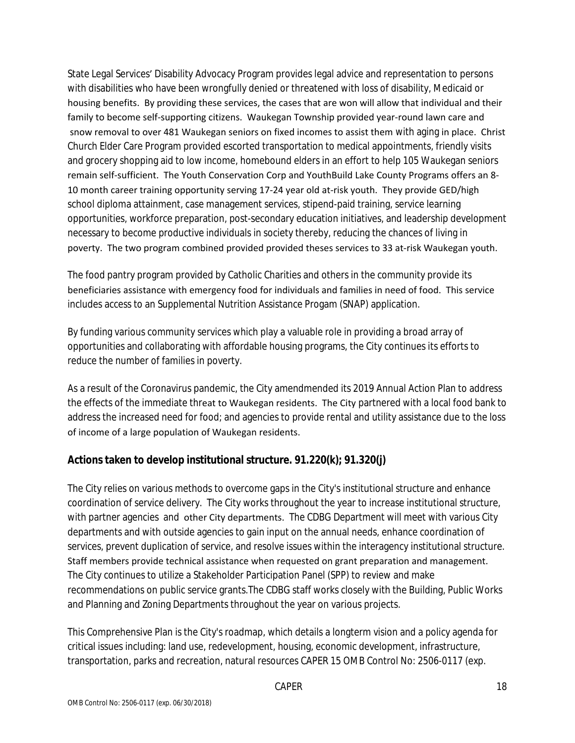State Legal Services' Disability Advocacy Program provides legal advice and representation to persons with disabilities who have been wrongfully denied or threatened with loss of disability, Medicaid or housing benefits. By providing these services, the cases that are won will allow that individual and their family to become self-supporting citizens. Waukegan Township provided year-round lawn care and snow removal to over 481 Waukegan seniors on fixed incomes to assist them with aging in place. Christ Church Elder Care Program provided escorted transportation to medical appointments, friendly visits and grocery shopping aid to low income, homebound elders in an effort to help 105 Waukegan seniors remain self-sufficient. The Youth Conservation Corp and YouthBuild Lake County Programs offers an 8-10 month career training opportunity serving 17-24 year old at-risk youth. They provide GED/high school diploma attainment, case management services, stipend-paid training, service learning opportunities, workforce preparation, post-secondary education initiatives, and leadership development necessary to become productive individuals in society thereby, reducing the chances of living in poverty. The two program combined provided provided theses services to 33 at-risk Waukegan youth.

The food pantry program provided by Catholic Charities and others in the community provide its beneficiaries assistance with emergency food for individuals and families in need of food. This service includes access to an Supplemental Nutrition Assistance Progam (SNAP) application.

By funding various community services which play a valuable role in providing a broad array of opportunities and collaborating with affordable housing programs, the City continues its efforts to reduce the number of families in poverty.

As a result of the Coronavirus pandemic, the City amendmended its 2019 Annual Action Plan to address the effects of the immediate threat to Waukegan residents. The City partnered with a local food bank to address the increased need for food; and agencies to provide rental and utility assistance due to the loss of income of a large population of Waukegan residents.

## Actions taken to develop institutional structure. 91.220(k); 91.320(j)

The City relies on various methods to overcome gaps in the City's institutional structure and enhance coordination of service delivery. The City works throughout the year to increase institutional structure, with partner agencies and other City departments. The CDBG Department will meet with various City departments and with outside agencies to gain input on the annual needs, enhance coordination of services, prevent duplication of service, and resolve issues within the interagency institutional structure. Staff members provide technical assistance when requested on grant preparation and management. The City continues to utilize a Stakeholder Participation Panel (SPP) to review and make recommendations on public service grants.The CDBG staff works closely with the Building, Public Works and Planning and Zoning Departments throughout the year on various projects.

This Comprehensive Plan is the City's roadmap, which details a longterm vision and a policy agenda for critical issues including: land use, redevelopment, housing, economic development, infrastructure, transportation, parks and recreation, natural resources CAPER 15 OMB Control No: 2506-0117 (exp.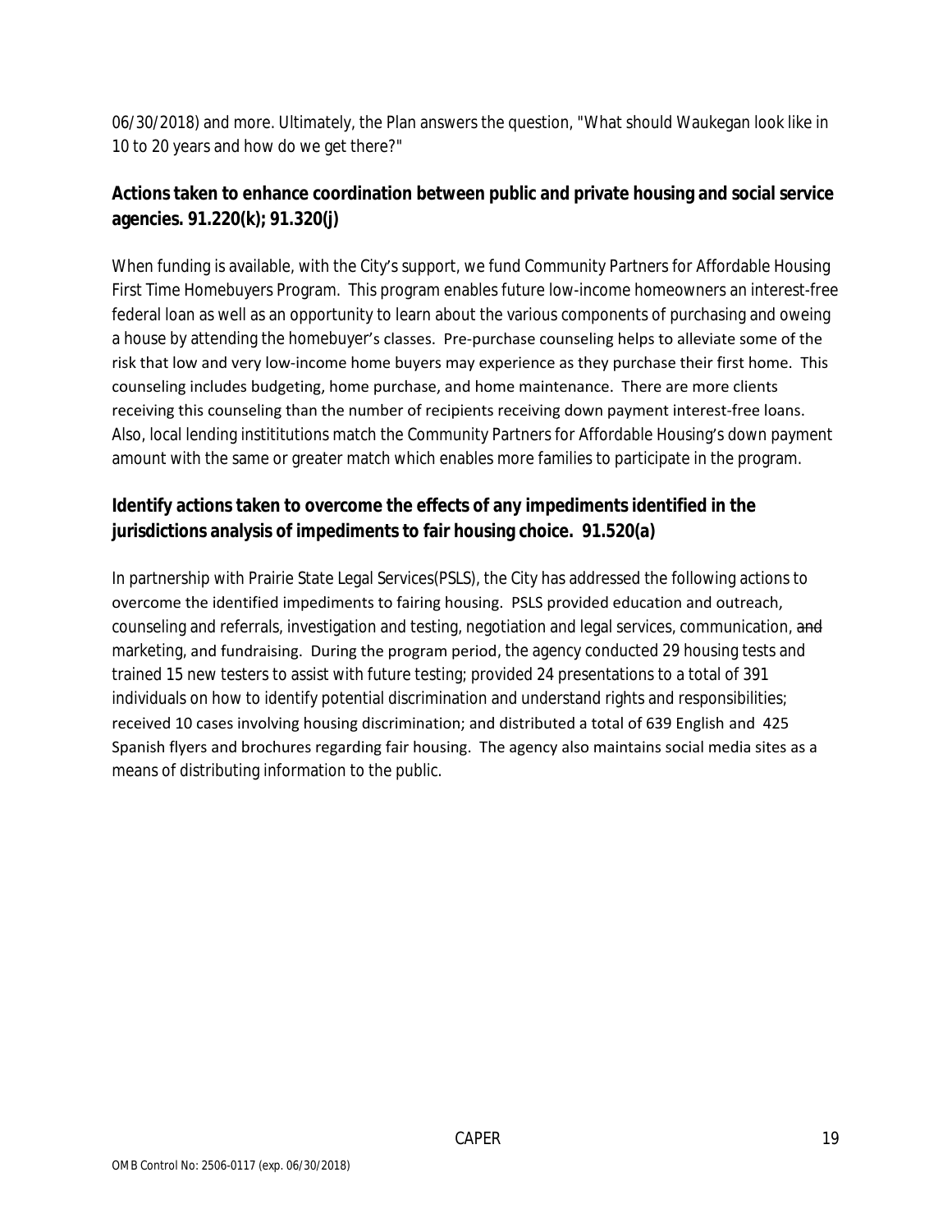06/30/2018) and more. Ultimately, the Plan answers the question, "What should Waukegan look like in 10 to 20 years and how do we get there?"

## Actions taken to enhance coordination between public and private housing and social service agencies. 91.220(k); 91.320(j)

When funding is available, with the City's support, we fund Community Partners for Affordable Housing First Time Homebuyers Program. This program enables future low-income homeowners an interest-free federal loan as well as an opportunity to learn about the various components of purchasing and oweing a house by attending the homebuyer's classes. Pre-purchase counseling helps to alleviate some of the risk that low and very low-income home buyers may experience as they purchase their first home. This counseling includes budgeting, home purchase, and home maintenance. There are more clients receiving this counseling than the number of recipients receiving down payment interest-free loans. Also, local lending instititutions match the Community Partners for Affordable Housing's down payment amount with the same or greater match which enables more families to participate in the program.

## Identify actions taken to overcome the effects of any impediments identified in the jurisdictions analysis of impediments to fair housing choice. 91.520(a)

In partnership with Prairie State Legal Services(PSLS), the City has addressed the following actions to overcome the identified impediments to fairing housing. PSLS provided education and outreach, counseling and referrals, investigation and testing, negotiation and legal services, communication, ~~and~~ marketing, and fundraising. During the program period, the agency conducted 29 housing tests and trained 15 new testers to assist with future testing; provided 24 presentations to a total of 391 individuals on how to identify potential discrimination and understand rights and responsibilities; received 10 cases involving housing discrimination; and distributed a total of 639 English and 425 Spanish flyers and brochures regarding fair housing. The agency also maintains social media sites as a means of distributing information to the public.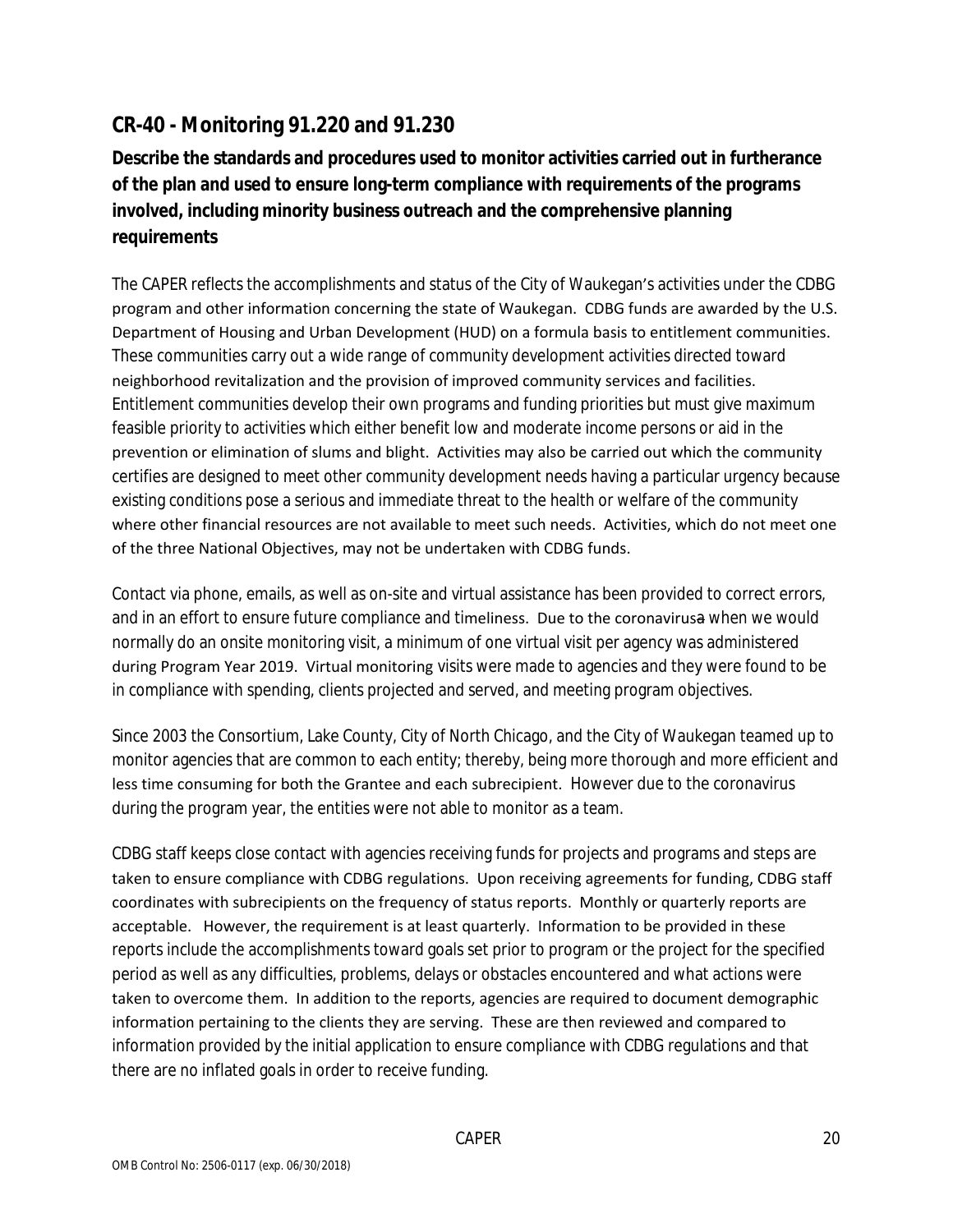## CR-40 - Monitoring 91.220 and 91.230

**Describe the standards and procedures used to monitor activities carried out in furtherance of the plan and used to ensure long-term compliance with requirements of the programs involved, including minority business outreach and the comprehensive planning requirements**

The CAPER reflects the accomplishments and status of the City of Waukegan's activities under the CDBG program and other information concerning the state of Waukegan. CDBG funds are awarded by the U.S. Department of Housing and Urban Development (HUD) on a formula basis to entitlement communities. These communities carry out a wide range of community development activities directed toward neighborhood revitalization and the provision of improved community services and facilities. Entitlement communities develop their own programs and funding priorities but must give maximum feasible priority to activities which either benefit low and moderate income persons or aid in the prevention or elimination of slums and blight. Activities may also be carried out which the community certifies are designed to meet other community development needs having a particular urgency because existing conditions pose a serious and immediate threat to the health or welfare of the community where other financial resources are not available to meet such needs. Activities, which do not meet one of the three National Objectives, may not be undertaken with CDBG funds.

Contact via phone, emails, as well as on-site and virtual assistance has been provided to correct errors, and in an effort to ensure future compliance and timeliness. Due to the coronavirusa when we would normally do an onsite monitoring visit, a minimum of one virtual visit per agency was administered during Program Year 2019. Virtual monitoring visits were made to agencies and they were found to be in compliance with spending, clients projected and served, and meeting program objectives.

Since 2003 the Consortium, Lake County, City of North Chicago, and the City of Waukegan teamed up to monitor agencies that are common to each entity; thereby, being more thorough and more efficient and less time consuming for both the Grantee and each subrecipient. However due to the coronavirus during the program year, the entities were not able to monitor as a team.

CDBG staff keeps close contact with agencies receiving funds for projects and programs and steps are taken to ensure compliance with CDBG regulations. Upon receiving agreements for funding, CDBG staff coordinates with subrecipients on the frequency of status reports. Monthly or quarterly reports are acceptable. However, the requirement is at least quarterly. Information to be provided in these reports include the accomplishments toward goals set prior to program or the project for the specified period as well as any difficulties, problems, delays or obstacles encountered and what actions were taken to overcome them. In addition to the reports, agencies are required to document demographic information pertaining to the clients they are serving. These are then reviewed and compared to information provided by the initial application to ensure compliance with CDBG regulations and that there are no inflated goals in order to receive funding.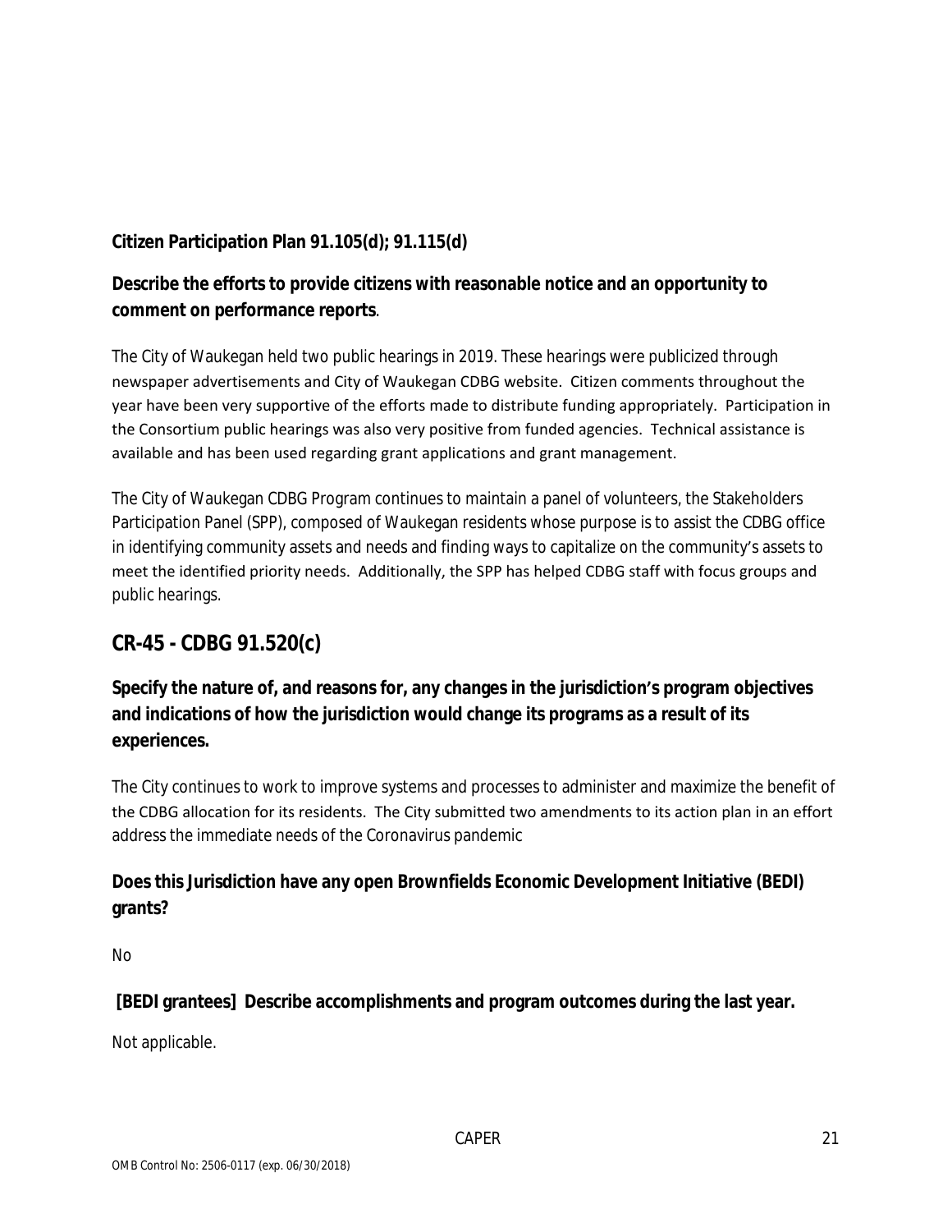**Citizen Participation Plan 91.105(d); 91.115(d)**

**Describe the efforts to provide citizens with reasonable notice and an opportunity to comment on performance reports**.

The City of Waukegan held two public hearings in 2019. These hearings were publicized through newspaper advertisements and City of Waukegan CDBG website. Citizen comments throughout the year have been very supportive of the efforts made to distribute funding appropriately. Participation in the Consortium public hearings was also very positive from funded agencies. Technical assistance is available and has been used regarding grant applications and grant management.

The City of Waukegan CDBG Program continues to maintain a panel of volunteers, the Stakeholders Participation Panel (SPP), composed of Waukegan residents whose purpose is to assist the CDBG office in identifying community assets and needs and finding ways to capitalize on the community's assets to meet the identified priority needs. Additionally, the SPP has helped CDBG staff with focus groups and public hearings.

## CR-45 - CDBG 91.520(c)

**Specify the nature of, and reasons for, any changes in the jurisdiction's program objectives and indications of how the jurisdiction would change its programs as a result of its experiences.**

The City continues to work to improve systems and processes to administer and maximize the benefit of the CDBG allocation for its residents. The City submitted two amendments to its action plan in an effort address the immediate needs of the Coronavirus pandemic

**Does this Jurisdiction have any open Brownfields Economic Development Initiative (BEDI) grants?**

No

**[BEDI grantees] Describe accomplishments and program outcomes during the last year.**

Not applicable.